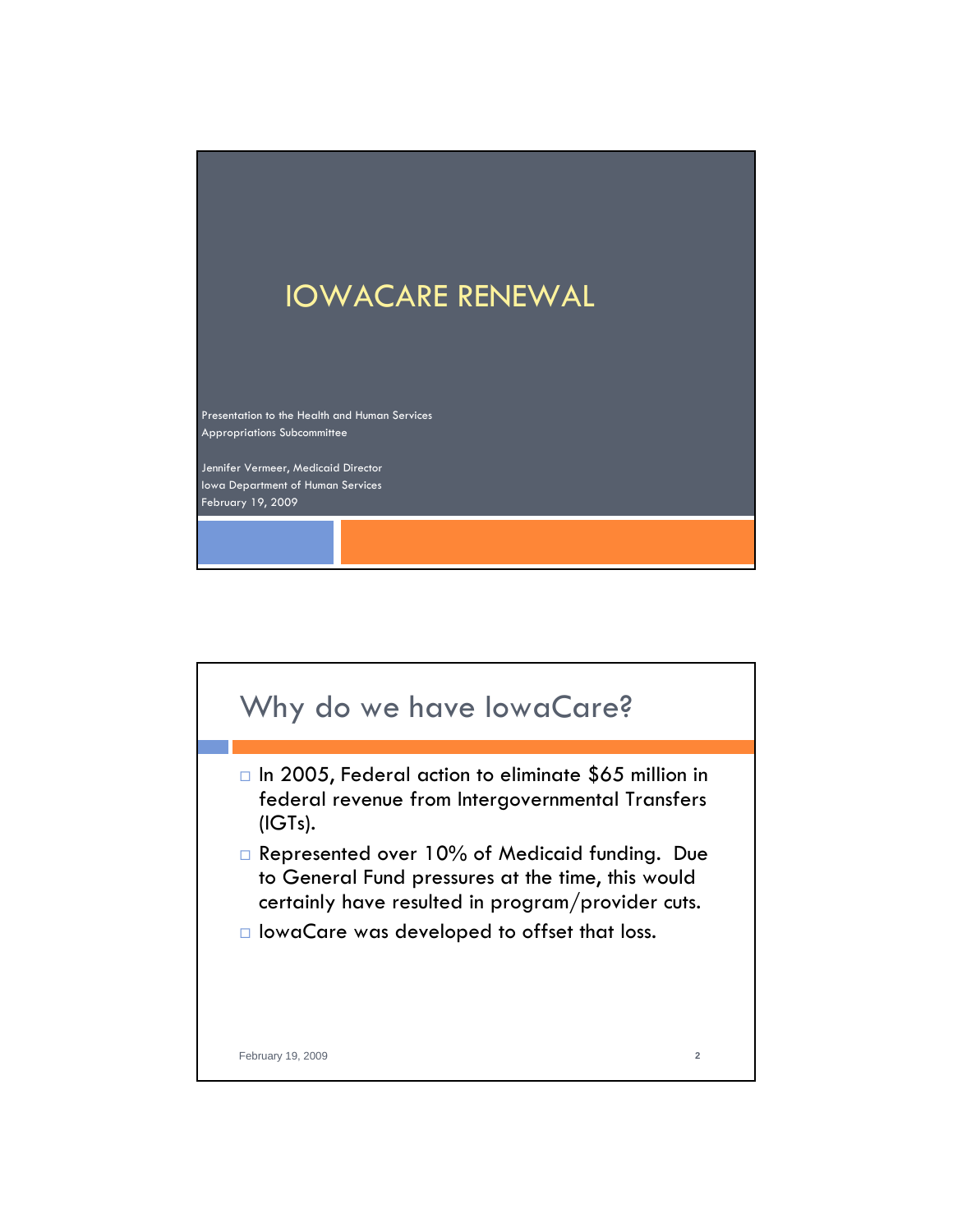# IOWACARE RENEWAL

Presentation to the Health and Human Services Appropriations Subcommittee

Jennifer Vermeer, Medicaid Director
Iowa Department of Human Services
February 19, 2009

## Why do we have IowaCare?

- In 2005, Federal action to eliminate $65 million in federal revenue from Intergovernmental Transfers (IGTs).
- Represented over 10% of Medicaid funding. Due to General Fund pressures at the time, this would certainly have resulted in program/provider cuts.
- IowaCare was developed to offset that loss.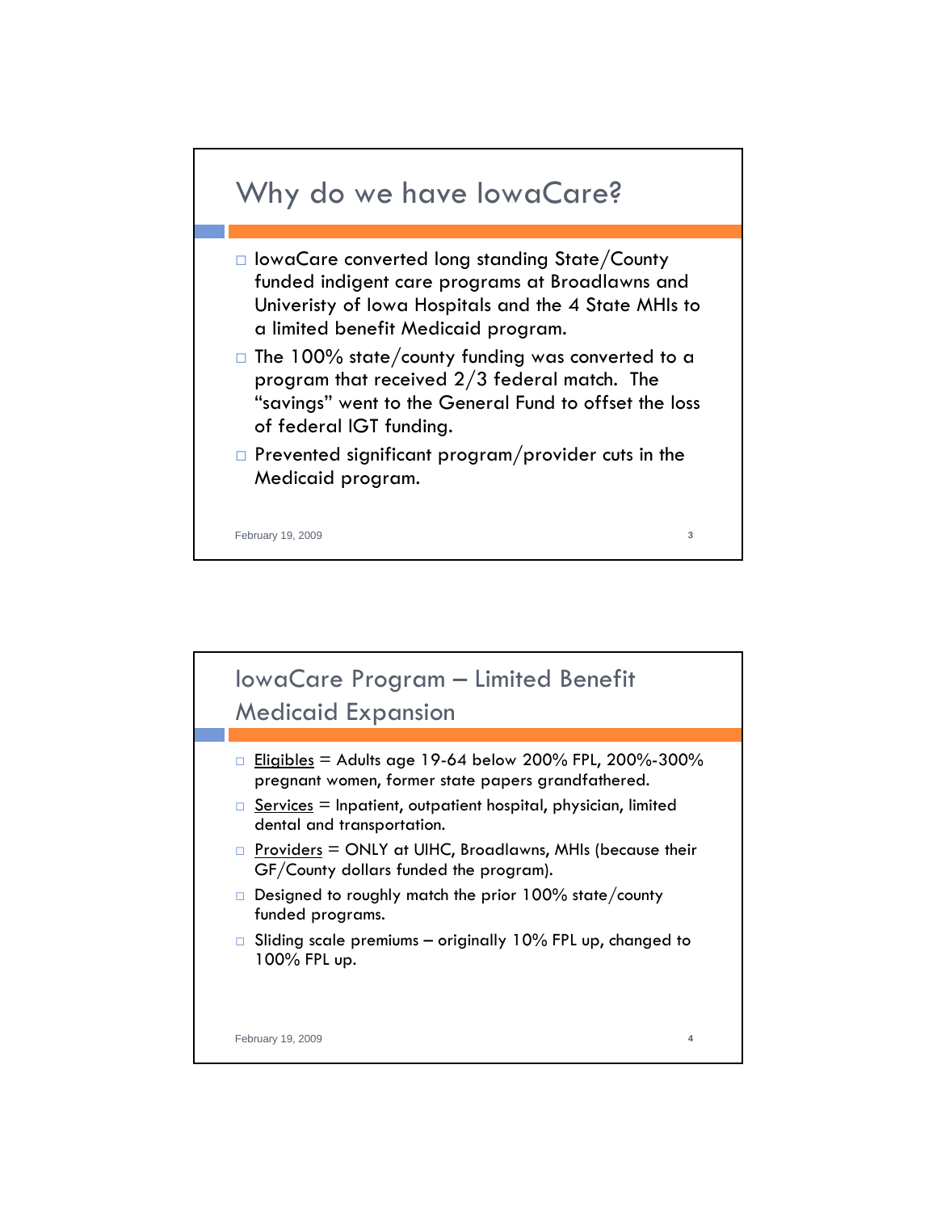## Why do we have IowaCare?

- IowaCare converted long standing State/County funded indigent care programs at Broadlawns and Univeristy of Iowa Hospitals and the 4 State MHIs to a limited benefit Medicaid program.
- The 100% state/county funding was converted to a program that received 2/3 federal match. The "savings" went to the General Fund to offset the loss of federal IGT funding.
- Prevented significant program/provider cuts in the Medicaid program.

February 19, 2009

## IowaCare Program – Limited Benefit Medicaid Expansion

- Eligibles = Adults age 19-64 below 200% FPL, 200%-300% pregnant women, former state papers grandfathered.
- Services = Inpatient, outpatient hospital, physician, limited dental and transportation.
- Providers = ONLY at UIHC, Broadlawns, MHIs (because their GF/County dollars funded the program).
- Designed to roughly match the prior 100% state/county funded programs.
- Sliding scale premiums – originally 10% FPL up, changed to 100% FPL up.

February 19, 2009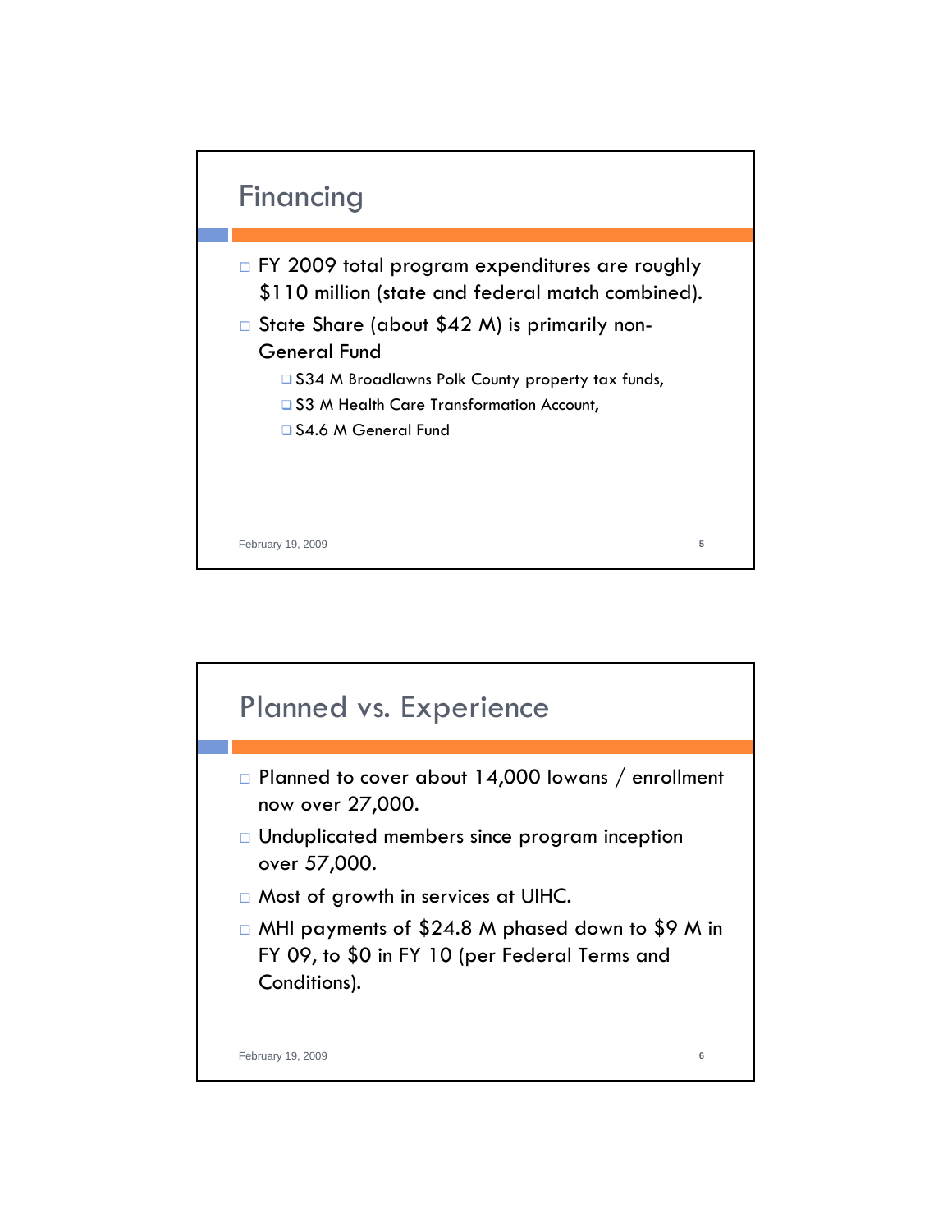## Financing

- FY 2009 total program expenditures are roughly $110 million (state and federal match combined).
- State Share (about $42 M) is primarily non-General Fund
  - $34 M Broadlawns Polk County property tax funds,
  - $3 M Health Care Transformation Account,
  - $4.6 M General Fund

## Planned vs. Experience

- Planned to cover about 14,000 Iowans / enrollment now over 27,000.
- Unduplicated members since program inception over 57,000.
- Most of growth in services at UIHC.
- MHI payments of $24.8 M phased down to $9 M in FY 09, to $0 in FY 10 (per Federal Terms and Conditions).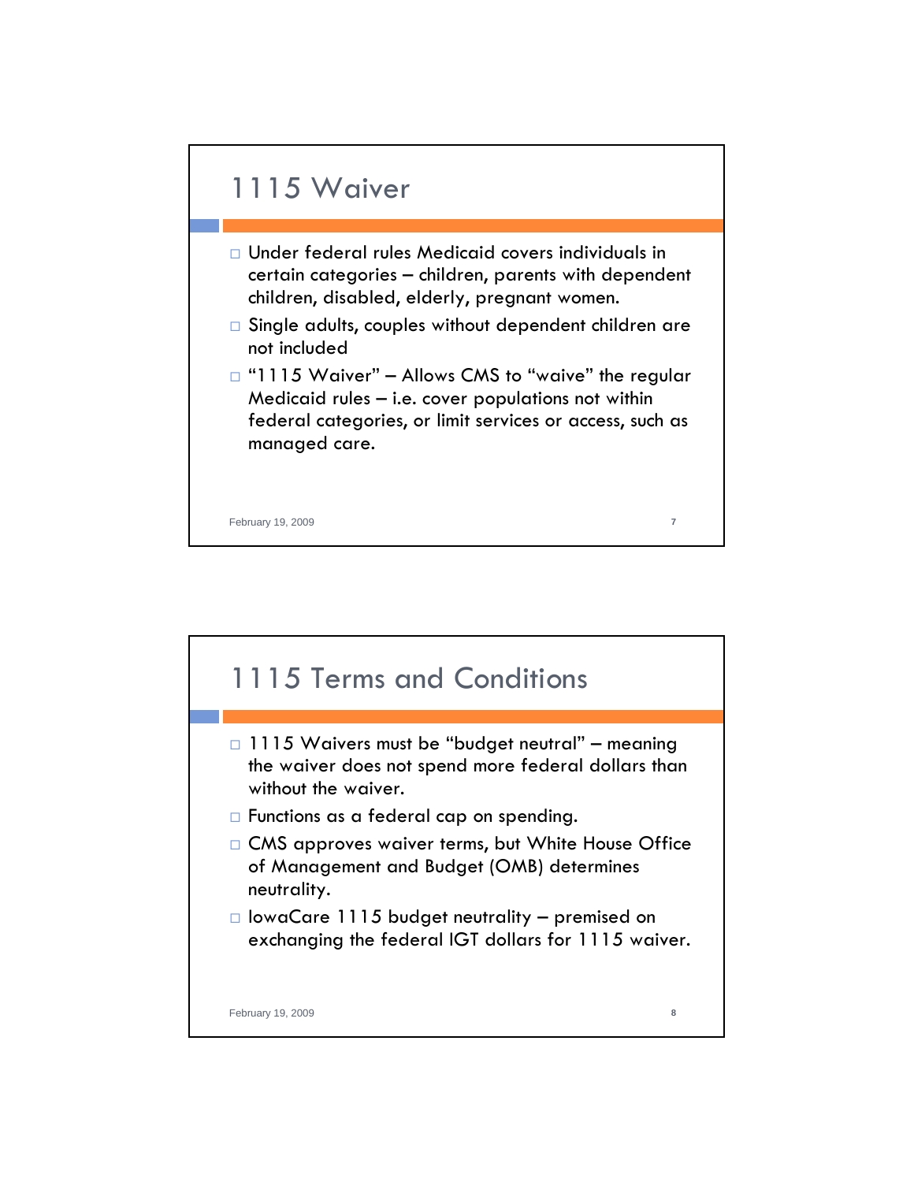## 1115 Waiver

- Under federal rules Medicaid covers individuals in certain categories – children, parents with dependent children, disabled, elderly, pregnant women.
- Single adults, couples without dependent children are not included
- "1115 Waiver" – Allows CMS to "waive" the regular Medicaid rules – i.e. cover populations not within federal categories, or limit services or access, such as managed care.

February 19, 2009

## 1115 Terms and Conditions

- 1115 Waivers must be "budget neutral" – meaning the waiver does not spend more federal dollars than without the waiver.
- Functions as a federal cap on spending.
- CMS approves waiver terms, but White House Office of Management and Budget (OMB) determines neutrality.
- IowaCare 1115 budget neutrality – premised on exchanging the federal IGT dollars for 1115 waiver.

February 19, 2009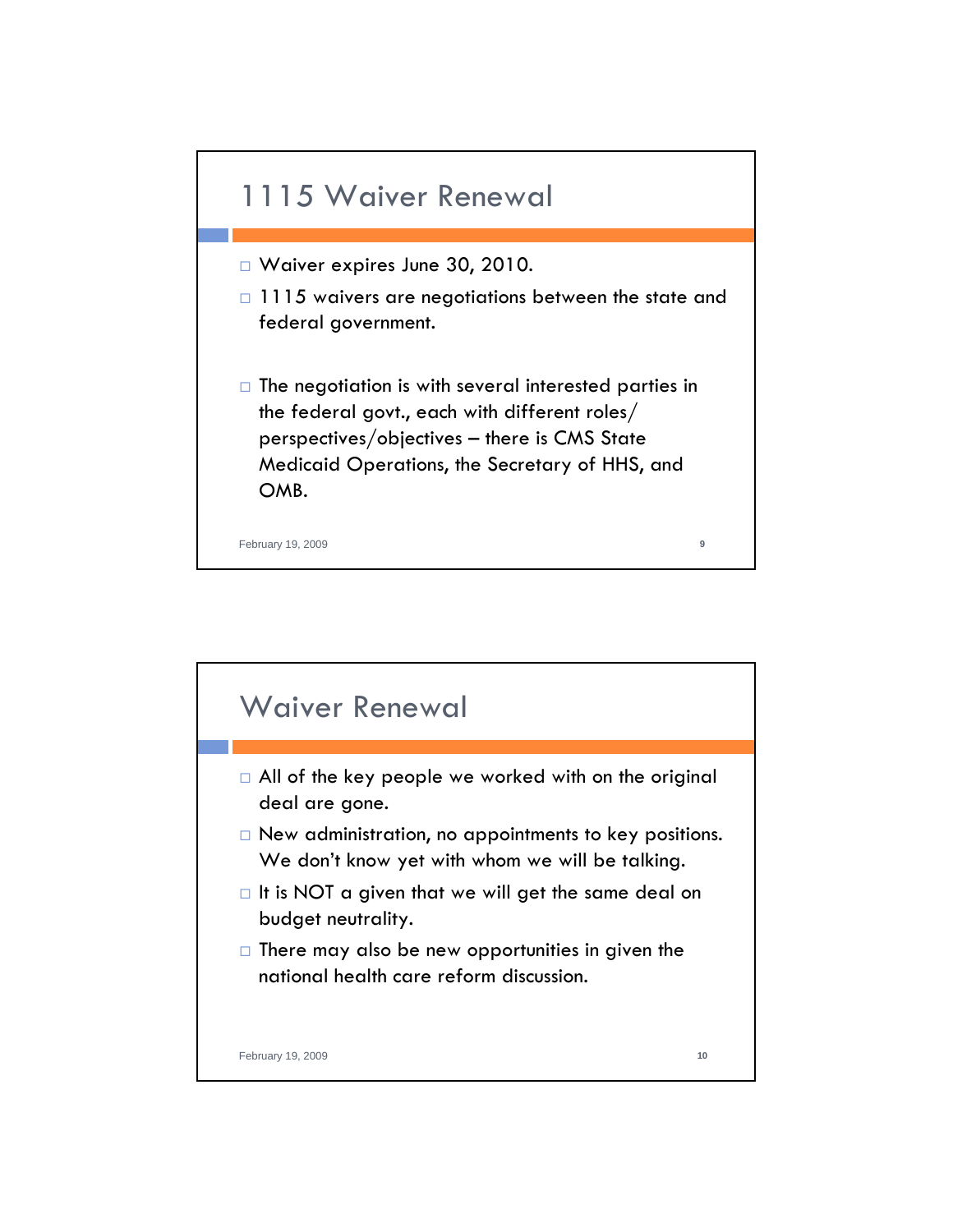## 1115 Waiver Renewal

- Waiver expires June 30, 2010.
- 1115 waivers are negotiations between the state and federal government.
- The negotiation is with several interested parties in the federal govt., each with different roles/ perspectives/objectives – there is CMS State Medicaid Operations, the Secretary of HHS, and OMB.

February 19, 2009

## Waiver Renewal

- All of the key people we worked with on the original deal are gone.
- New administration, no appointments to key positions. We don't know yet with whom we will be talking.
- It is NOT a given that we will get the same deal on budget neutrality.
- There may also be new opportunities in given the national health care reform discussion.

February 19, 2009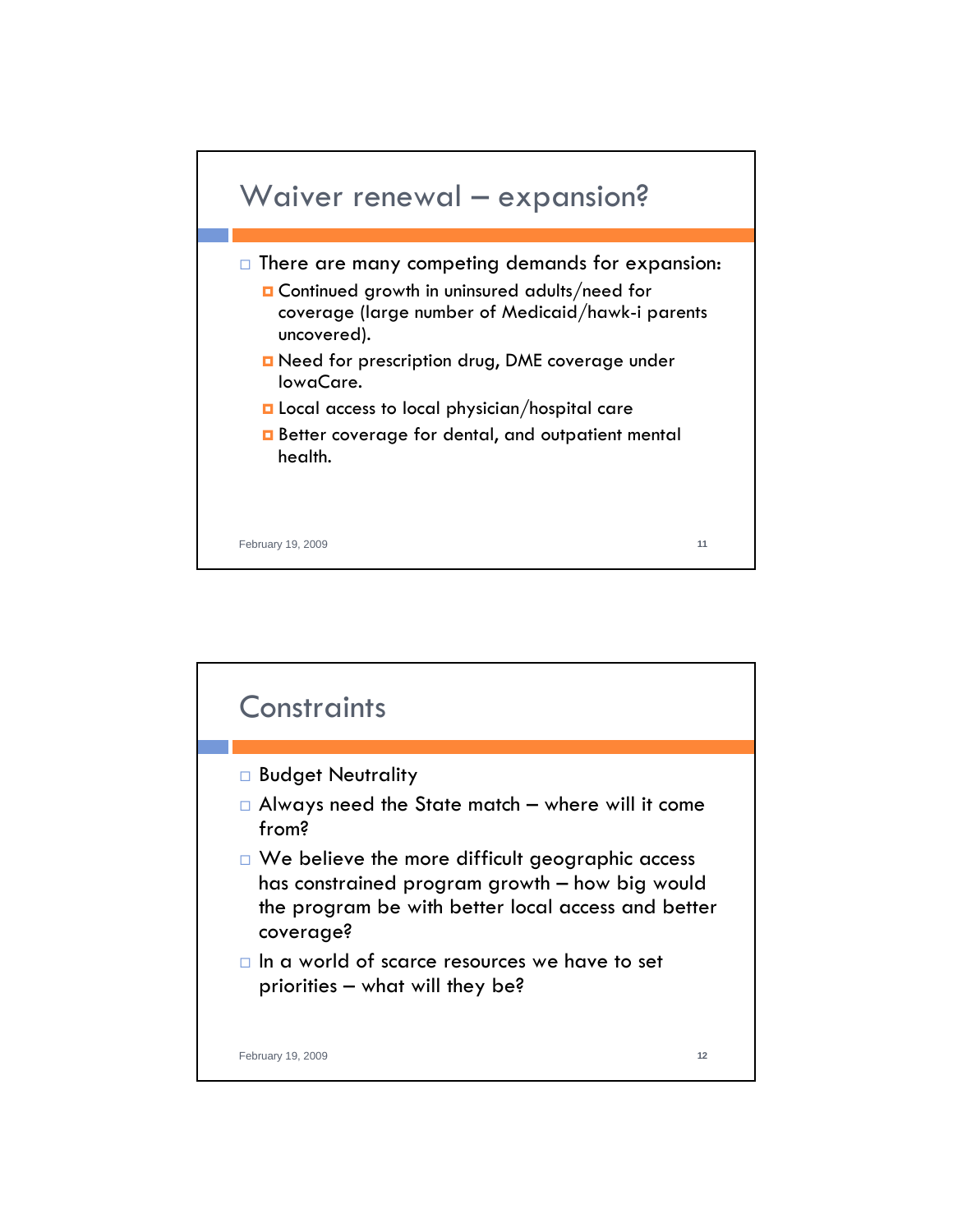## Waiver renewal – expansion?

- There are many competing demands for expansion:
  - Continued growth in uninsured adults/need for coverage (large number of Medicaid/hawk-i parents uncovered).
  - Need for prescription drug, DME coverage under IowaCare.
  - Local access to local physician/hospital care
  - Better coverage for dental, and outpatient mental health.

## Constraints

- Budget Neutrality
- Always need the State match – where will it come from?
- We believe the more difficult geographic access has constrained program growth – how big would the program be with better local access and better coverage?
- In a world of scarce resources we have to set priorities – what will they be?